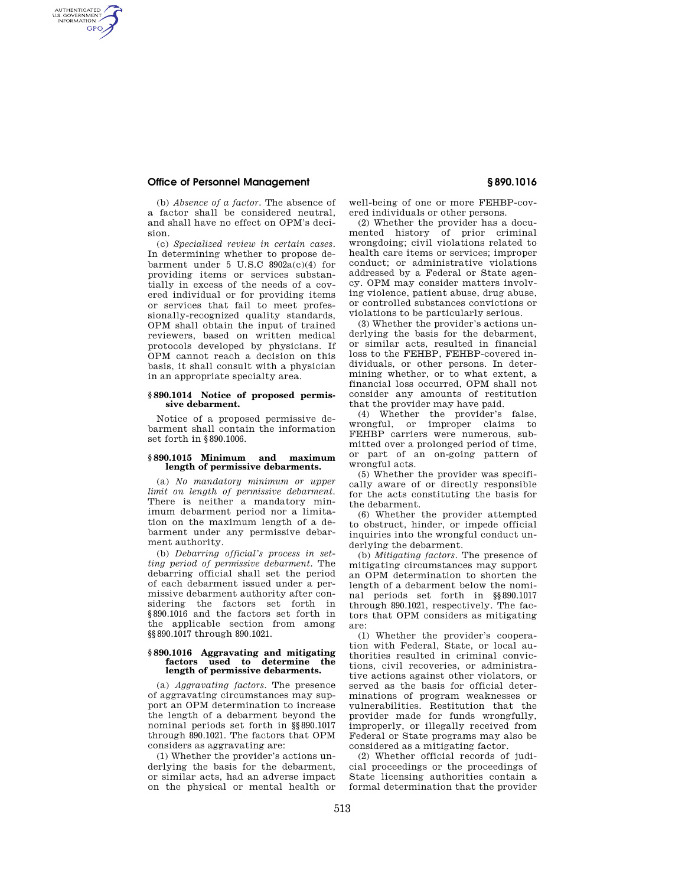(b) *Absence of a factor.* The absence of a factor shall be considered neutral, and shall have no effect on OPM's decision.

(c) *Specialized review in certain cases.* In determining whether to propose debarment under 5 U.S.C 8902a(c)(4) for providing items or services substantially in excess of the needs of a covered individual or for providing items or services that fail to meet professionally-recognized quality standards, OPM shall obtain the input of trained reviewers, based on written medical protocols developed by physicians. If OPM cannot reach a decision on this basis, it shall consult with a physician in an appropriate specialty area.

### § 890.1014 Notice of proposed permissive debarment.

Notice of a proposed permissive debarment shall contain the information set forth in § 890.1006.

### § 890.1015 Minimum and maximum length of permissive debarments.

(a) *No mandatory minimum or upper limit on length of permissive debarment.* There is neither a mandatory minimum debarment period nor a limitation on the maximum length of a debarment under any permissive debarment authority.

(b) *Debarring official's process in setting period of permissive debarment.* The debarring official shall set the period of each debarment issued under a permissive debarment authority after considering the factors set forth in § 890.1016 and the factors set forth in the applicable section from among §§ 890.1017 through 890.1021.

### § 890.1016 Aggravating and mitigating factors used to determine the length of permissive debarments.

(a) *Aggravating factors.* The presence of aggravating circumstances may support an OPM determination to increase the length of a debarment beyond the nominal periods set forth in §§ 890.1017 through 890.1021. The factors that OPM considers as aggravating are:

(1) Whether the provider's actions underlying the basis for the debarment, or similar acts, had an adverse impact on the physical or mental health or well-being of one or more FEHBP-covered individuals or other persons.

(2) Whether the provider has a documented history of prior criminal wrongdoing; civil violations related to health care items or services; improper conduct; or administrative violations addressed by a Federal or State agency. OPM may consider matters involving violence, patient abuse, drug abuse, or controlled substances convictions or violations to be particularly serious.

(3) Whether the provider's actions underlying the basis for the debarment, or similar acts, resulted in financial loss to the FEHBP, FEHBP-covered individuals, or other persons. In determining whether, or to what extent, a financial loss occurred, OPM shall not consider any amounts of restitution that the provider may have paid.

(4) Whether the provider's false, wrongful, or improper claims to FEHBP carriers were numerous, submitted over a prolonged period of time, or part of an on-going pattern of wrongful acts.

(5) Whether the provider was specifically aware of or directly responsible for the acts constituting the basis for the debarment.

(6) Whether the provider attempted to obstruct, hinder, or impede official inquiries into the wrongful conduct underlying the debarment.

(b) *Mitigating factors.* The presence of mitigating circumstances may support an OPM determination to shorten the length of a debarment below the nominal periods set forth in §§ 890.1017 through 890.1021, respectively. The factors that OPM considers as mitigating are:

(1) Whether the provider's cooperation with Federal, State, or local authorities resulted in criminal convictions, civil recoveries, or administrative actions against other violators, or served as the basis for official determinations of program weaknesses or vulnerabilities. Restitution that the provider made for funds wrongfully, improperly, or illegally received from Federal or State programs may also be considered as a mitigating factor.

(2) Whether official records of judicial proceedings or the proceedings of State licensing authorities contain a formal determination that the provider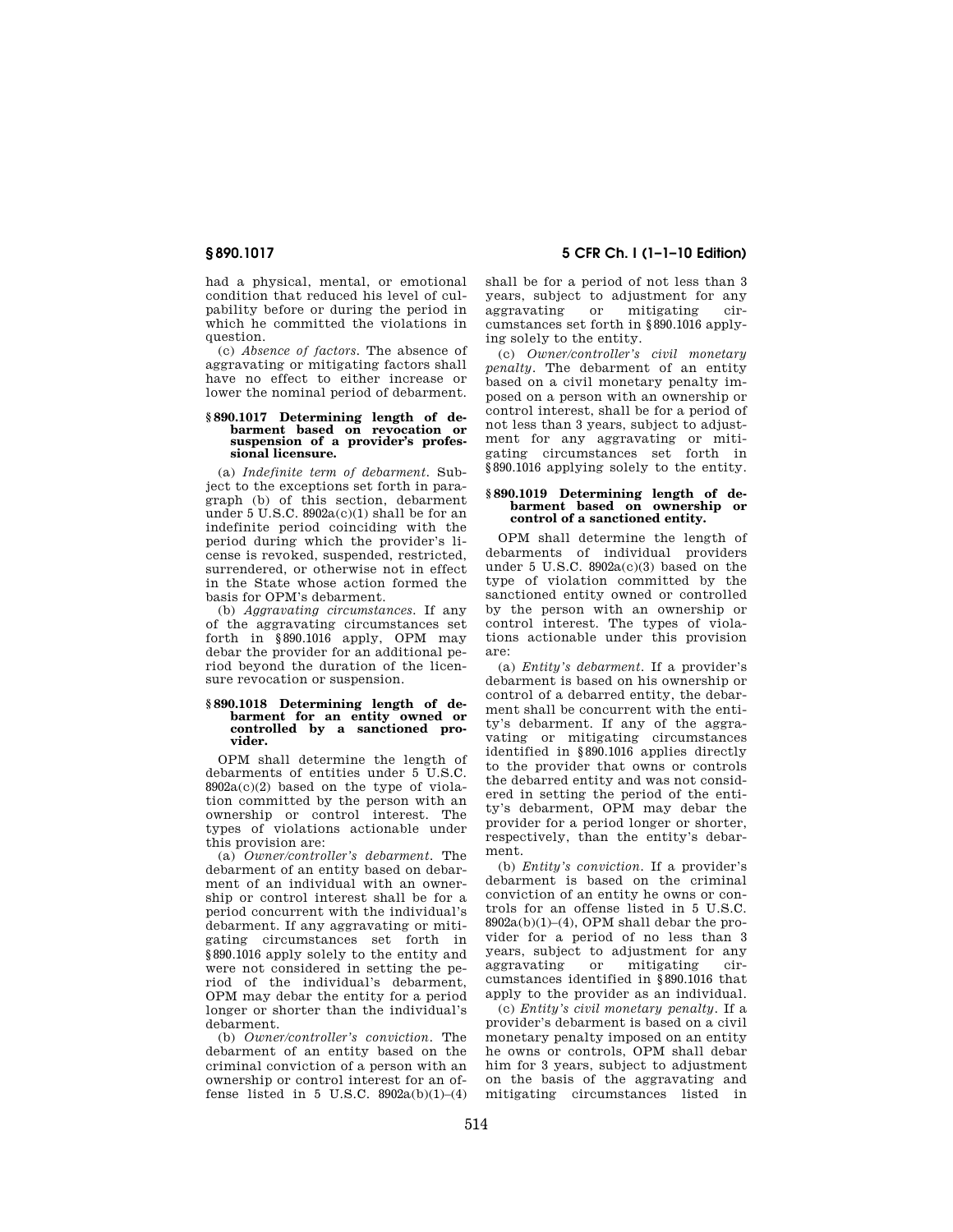had a physical, mental, or emotional condition that reduced his level of culpability before or during the period in which he committed the violations in question.

(c) *Absence of factors.* The absence of aggravating or mitigating factors shall have no effect to either increase or lower the nominal period of debarment.

### § 890.1017 Determining length of debarment based on revocation or suspension of a provider's professional licensure.

(a) *Indefinite term of debarment.* Subject to the exceptions set forth in paragraph (b) of this section, debarment under 5 U.S.C. 8902a(c)(1) shall be for an indefinite period coinciding with the period during which the provider's license is revoked, suspended, restricted, surrendered, or otherwise not in effect in the State whose action formed the basis for OPM's debarment.

(b) *Aggravating circumstances.* If any of the aggravating circumstances set forth in § 890.1016 apply, OPM may debar the provider for an additional period beyond the duration of the licensure revocation or suspension.

### § 890.1018 Determining length of debarment for an entity owned or controlled by a sanctioned provider.

OPM shall determine the length of debarments of entities under 5 U.S.C. 8902a(c)(2) based on the type of violation committed by the person with an ownership or control interest. The types of violations actionable under this provision are:

(a) *Owner/controller's debarment.* The debarment of an entity based on debarment of an individual with an ownership or control interest shall be for a period concurrent with the individual's debarment. If any aggravating or mitigating circumstances set forth in § 890.1016 apply solely to the entity and were not considered in setting the period of the individual's debarment, OPM may debar the entity for a period longer or shorter than the individual's debarment.

(b) *Owner/controller's conviction.* The debarment of an entity based on the criminal conviction of a person with an ownership or control interest for an offense listed in 5 U.S.C. 8902a(b)(1)–(4) shall be for a period of not less than 3 years, subject to adjustment for any aggravating or mitigating circumstances set forth in § 890.1016 applying solely to the entity.

(c) *Owner/controller's civil monetary penalty.* The debarment of an entity based on a civil monetary penalty imposed on a person with an ownership or control interest, shall be for a period of not less than 3 years, subject to adjustment for any aggravating or mitigating circumstances set forth in § 890.1016 applying solely to the entity.

### § 890.1019 Determining length of debarment based on ownership or control of a sanctioned entity.

OPM shall determine the length of debarments of individual providers under 5 U.S.C. 8902a(c)(3) based on the type of violation committed by the sanctioned entity owned or controlled by the person with an ownership or control interest. The types of violations actionable under this provision are:

(a) *Entity's debarment.* If a provider's debarment is based on his ownership or control of a debarred entity, the debarment shall be concurrent with the entity's debarment. If any of the aggravating or mitigating circumstances identified in § 890.1016 applies directly to the provider that owns or controls the debarred entity and was not considered in setting the period of the entity's debarment, OPM may debar the provider for a period longer or shorter, respectively, than the entity's debarment.

(b) *Entity's conviction.* If a provider's debarment is based on the criminal conviction of an entity he owns or controls for an offense listed in 5 U.S.C. 8902a(b)(1)–(4), OPM shall debar the provider for a period of no less than 3 years, subject to adjustment for any aggravating or mitigating circumstances identified in § 890.1016 that apply to the provider as an individual.

(c) *Entity's civil monetary penalty.* If a provider's debarment is based on a civil monetary penalty imposed on an entity he owns or controls, OPM shall debar him for 3 years, subject to adjustment on the basis of the aggravating and mitigating circumstances listed in